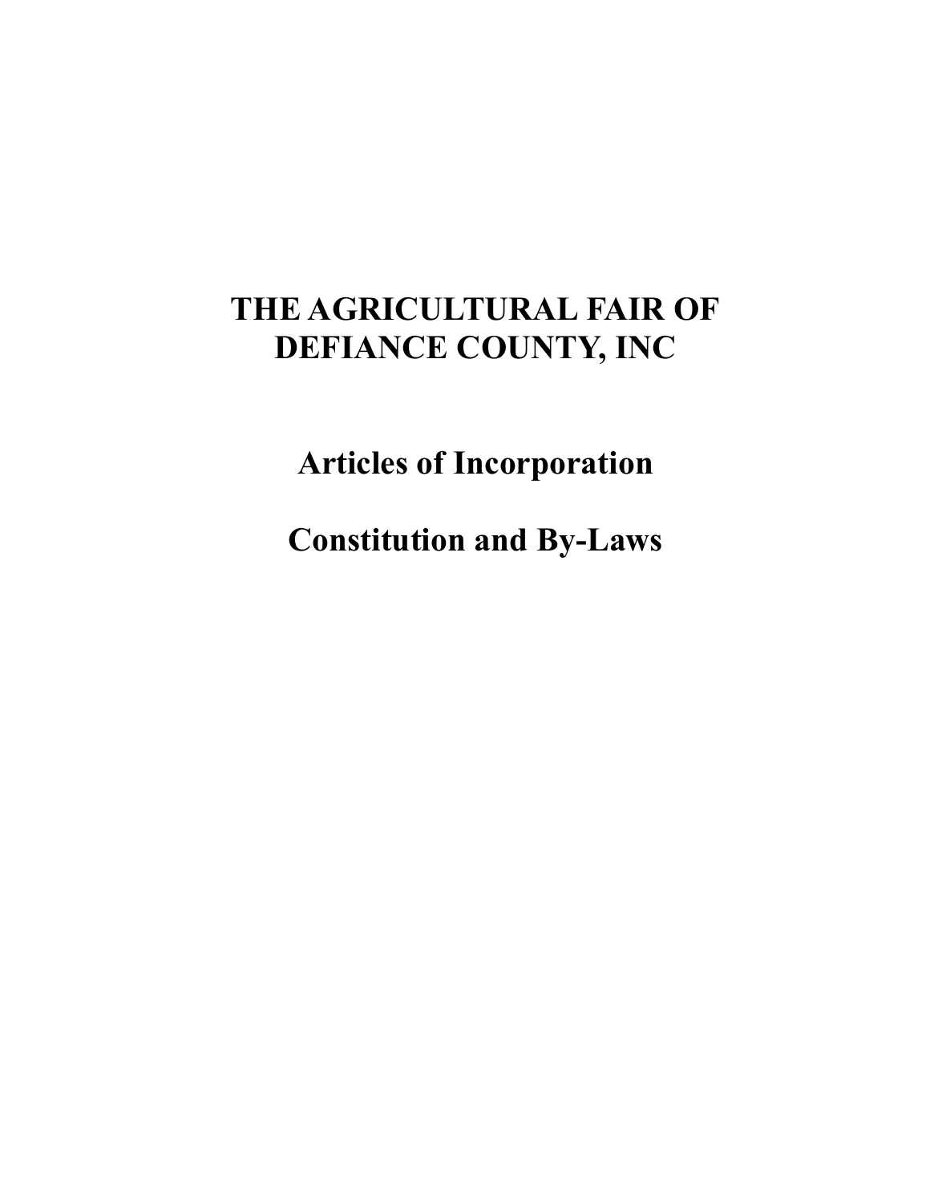# THE AGRICULTURAL FAIR OF DEFIANCE COUNTY, INC

## Articles of Incorporation

## Constitution and By-Laws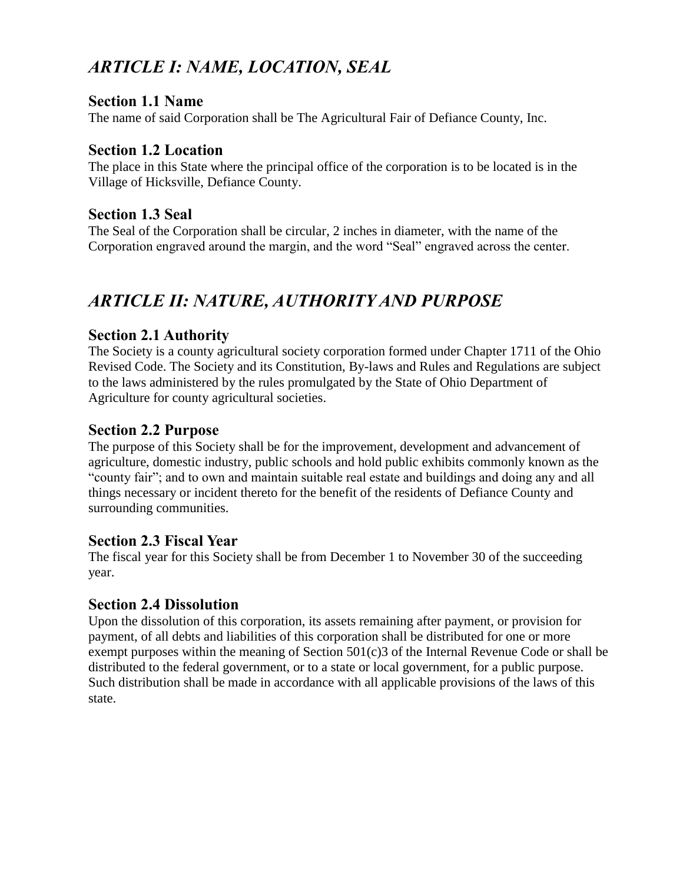## *ARTICLE I: NAME, LOCATION, SEAL*

### Section 1.1 Name

The name of said Corporation shall be The Agricultural Fair of Defiance County, Inc.

### Section 1.2 Location

The place in this State where the principal office of the corporation is to be located is in the Village of Hicksville, Defiance County.

### Section 1.3 Seal

The Seal of the Corporation shall be circular, 2 inches in diameter, with the name of the Corporation engraved around the margin, and the word "Seal" engraved across the center.

## *ARTICLE II: NATURE, AUTHORITY AND PURPOSE*

### Section 2.1 Authority

The Society is a county agricultural society corporation formed under Chapter 1711 of the Ohio Revised Code. The Society and its Constitution, By-laws and Rules and Regulations are subject to the laws administered by the rules promulgated by the State of Ohio Department of Agriculture for county agricultural societies.

### Section 2.2 Purpose

The purpose of this Society shall be for the improvement, development and advancement of agriculture, domestic industry, public schools and hold public exhibits commonly known as the "county fair"; and to own and maintain suitable real estate and buildings and doing any and all things necessary or incident thereto for the benefit of the residents of Defiance County and surrounding communities.

### Section 2.3 Fiscal Year

The fiscal year for this Society shall be from December 1 to November 30 of the succeeding year.

### Section 2.4 Dissolution

Upon the dissolution of this corporation, its assets remaining after payment, or provision for payment, of all debts and liabilities of this corporation shall be distributed for one or more exempt purposes within the meaning of Section 501(c)3 of the Internal Revenue Code or shall be distributed to the federal government, or to a state or local government, for a public purpose. Such distribution shall be made in accordance with all applicable provisions of the laws of this state.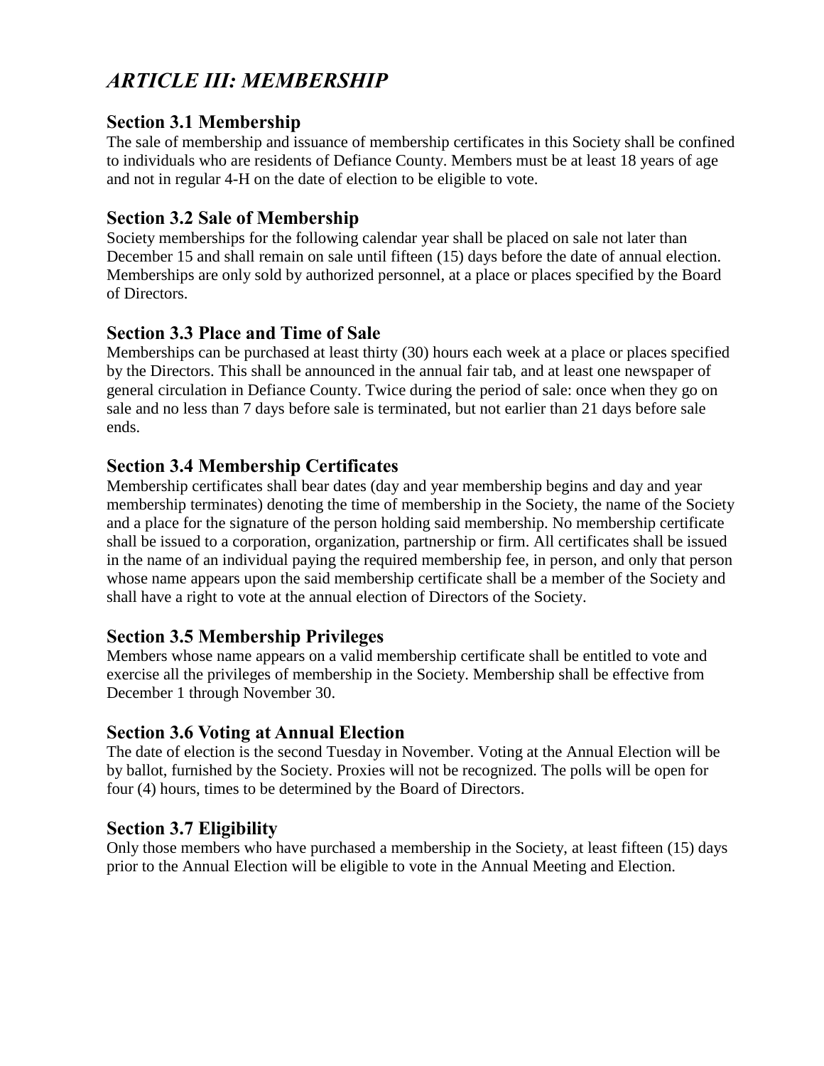# *ARTICLE III: MEMBERSHIP*

## Section 3.1 Membership

The sale of membership and issuance of membership certificates in this Society shall be confined to individuals who are residents of Defiance County. Members must be at least 18 years of age and not in regular 4-H on the date of election to be eligible to vote.

## Section 3.2 Sale of Membership

Society memberships for the following calendar year shall be placed on sale not later than December 15 and shall remain on sale until fifteen (15) days before the date of annual election. Memberships are only sold by authorized personnel, at a place or places specified by the Board of Directors.

## Section 3.3 Place and Time of Sale

Memberships can be purchased at least thirty (30) hours each week at a place or places specified by the Directors. This shall be announced in the annual fair tab, and at least one newspaper of general circulation in Defiance County. Twice during the period of sale: once when they go on sale and no less than 7 days before sale is terminated, but not earlier than 21 days before sale ends.

## Section 3.4 Membership Certificates

Membership certificates shall bear dates (day and year membership begins and day and year membership terminates) denoting the time of membership in the Society, the name of the Society and a place for the signature of the person holding said membership. No membership certificate shall be issued to a corporation, organization, partnership or firm. All certificates shall be issued in the name of an individual paying the required membership fee, in person, and only that person whose name appears upon the said membership certificate shall be a member of the Society and shall have a right to vote at the annual election of Directors of the Society.

## Section 3.5 Membership Privileges

Members whose name appears on a valid membership certificate shall be entitled to vote and exercise all the privileges of membership in the Society. Membership shall be effective from December 1 through November 30.

## Section 3.6 Voting at Annual Election

The date of election is the second Tuesday in November. Voting at the Annual Election will be by ballot, furnished by the Society. Proxies will not be recognized. The polls will be open for four (4) hours, times to be determined by the Board of Directors.

## Section 3.7 Eligibility

Only those members who have purchased a membership in the Society, at least fifteen (15) days prior to the Annual Election will be eligible to vote in the Annual Meeting and Election.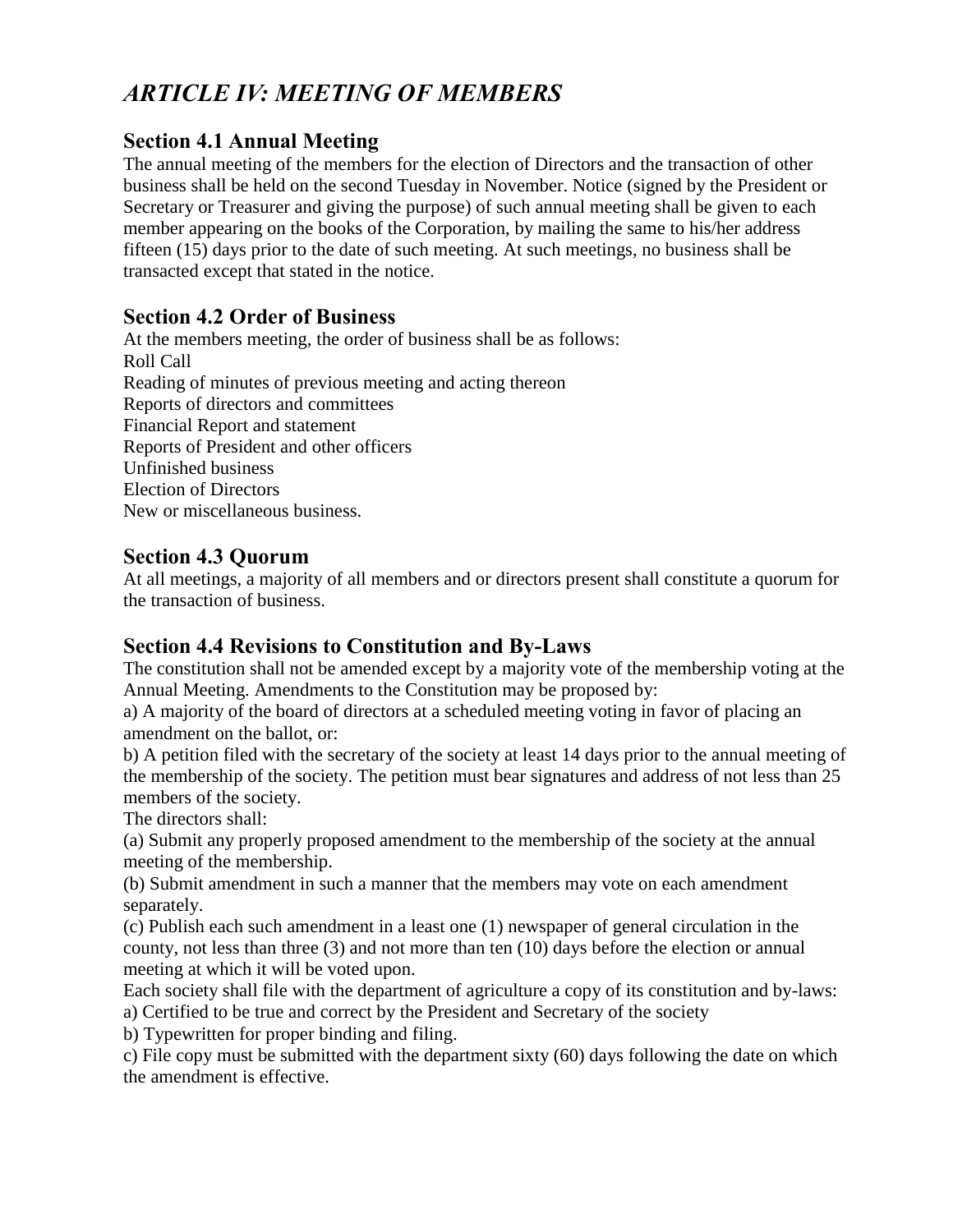# *ARTICLE IV: MEETING OF MEMBERS*

## Section 4.1 Annual Meeting

The annual meeting of the members for the election of Directors and the transaction of other business shall be held on the second Tuesday in November. Notice (signed by the President or Secretary or Treasurer and giving the purpose) of such annual meeting shall be given to each member appearing on the books of the Corporation, by mailing the same to his/her address fifteen (15) days prior to the date of such meeting. At such meetings, no business shall be transacted except that stated in the notice.

## Section 4.2 Order of Business

At the members meeting, the order of business shall be as follows:
Roll Call
Reading of minutes of previous meeting and acting thereon
Reports of directors and committees
Financial Report and statement
Reports of President and other officers
Unfinished business
Election of Directors
New or miscellaneous business.

## Section 4.3 Quorum

At all meetings, a majority of all members and or directors present shall constitute a quorum for the transaction of business.

## Section 4.4 Revisions to Constitution and By-Laws

The constitution shall not be amended except by a majority vote of the membership voting at the Annual Meeting. Amendments to the Constitution may be proposed by:
a) A majority of the board of directors at a scheduled meeting voting in favor of placing an amendment on the ballot, or:
b) A petition filed with the secretary of the society at least 14 days prior to the annual meeting of the membership of the society. The petition must bear signatures and address of not less than 25 members of the society.
The directors shall:
(a) Submit any properly proposed amendment to the membership of the society at the annual meeting of the membership.
(b) Submit amendment in such a manner that the members may vote on each amendment separately.
(c) Publish each such amendment in a least one (1) newspaper of general circulation in the county, not less than three (3) and not more than ten (10) days before the election or annual meeting at which it will be voted upon.
Each society shall file with the department of agriculture a copy of its constitution and by-laws:
a) Certified to be true and correct by the President and Secretary of the society
b) Typewritten for proper binding and filing.
c) File copy must be submitted with the department sixty (60) days following the date on which the amendment is effective.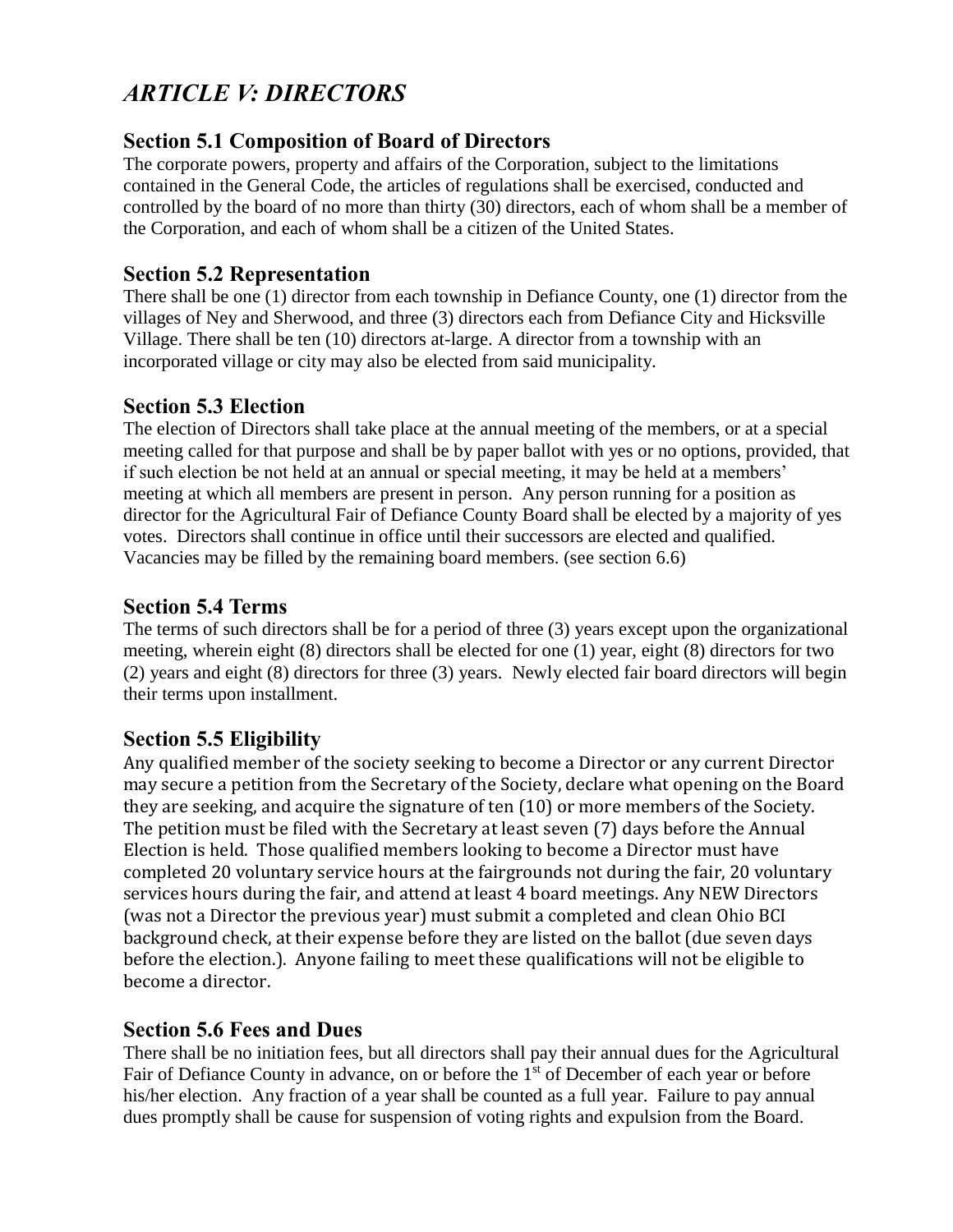## *ARTICLE V: DIRECTORS*

### Section 5.1 Composition of Board of Directors

The corporate powers, property and affairs of the Corporation, subject to the limitations contained in the General Code, the articles of regulations shall be exercised, conducted and controlled by the board of no more than thirty (30) directors, each of whom shall be a member of the Corporation, and each of whom shall be a citizen of the United States.

### Section 5.2 Representation

There shall be one (1) director from each township in Defiance County, one (1) director from the villages of Ney and Sherwood, and three (3) directors each from Defiance City and Hicksville Village. There shall be ten (10) directors at-large. A director from a township with an incorporated village or city may also be elected from said municipality.

### Section 5.3 Election

The election of Directors shall take place at the annual meeting of the members, or at a special meeting called for that purpose and shall be by paper ballot with yes or no options, provided, that if such election be not held at an annual or special meeting, it may be held at a members' meeting at which all members are present in person. Any person running for a position as director for the Agricultural Fair of Defiance County Board shall be elected by a majority of yes votes. Directors shall continue in office until their successors are elected and qualified. Vacancies may be filled by the remaining board members. (see section 6.6)

### Section 5.4 Terms

The terms of such directors shall be for a period of three (3) years except upon the organizational meeting, wherein eight (8) directors shall be elected for one (1) year, eight (8) directors for two (2) years and eight (8) directors for three (3) years. Newly elected fair board directors will begin their terms upon installment.

### Section 5.5 Eligibility

Any qualified member of the society seeking to become a Director or any current Director may secure a petition from the Secretary of the Society, declare what opening on the Board they are seeking, and acquire the signature of ten (10) or more members of the Society. The petition must be filed with the Secretary at least seven (7) days before the Annual Election is held. Those qualified members looking to become a Director must have completed 20 voluntary service hours at the fairgrounds not during the fair, 20 voluntary services hours during the fair, and attend at least 4 board meetings. Any NEW Directors (was not a Director the previous year) must submit a completed and clean Ohio BCI background check, at their expense before they are listed on the ballot (due seven days before the election.). Anyone failing to meet these qualifications will not be eligible to become a director.

### Section 5.6 Fees and Dues

There shall be no initiation fees, but all directors shall pay their annual dues for the Agricultural Fair of Defiance County in advance, on or before the 1st of December of each year or before his/her election. Any fraction of a year shall be counted as a full year. Failure to pay annual dues promptly shall be cause for suspension of voting rights and expulsion from the Board.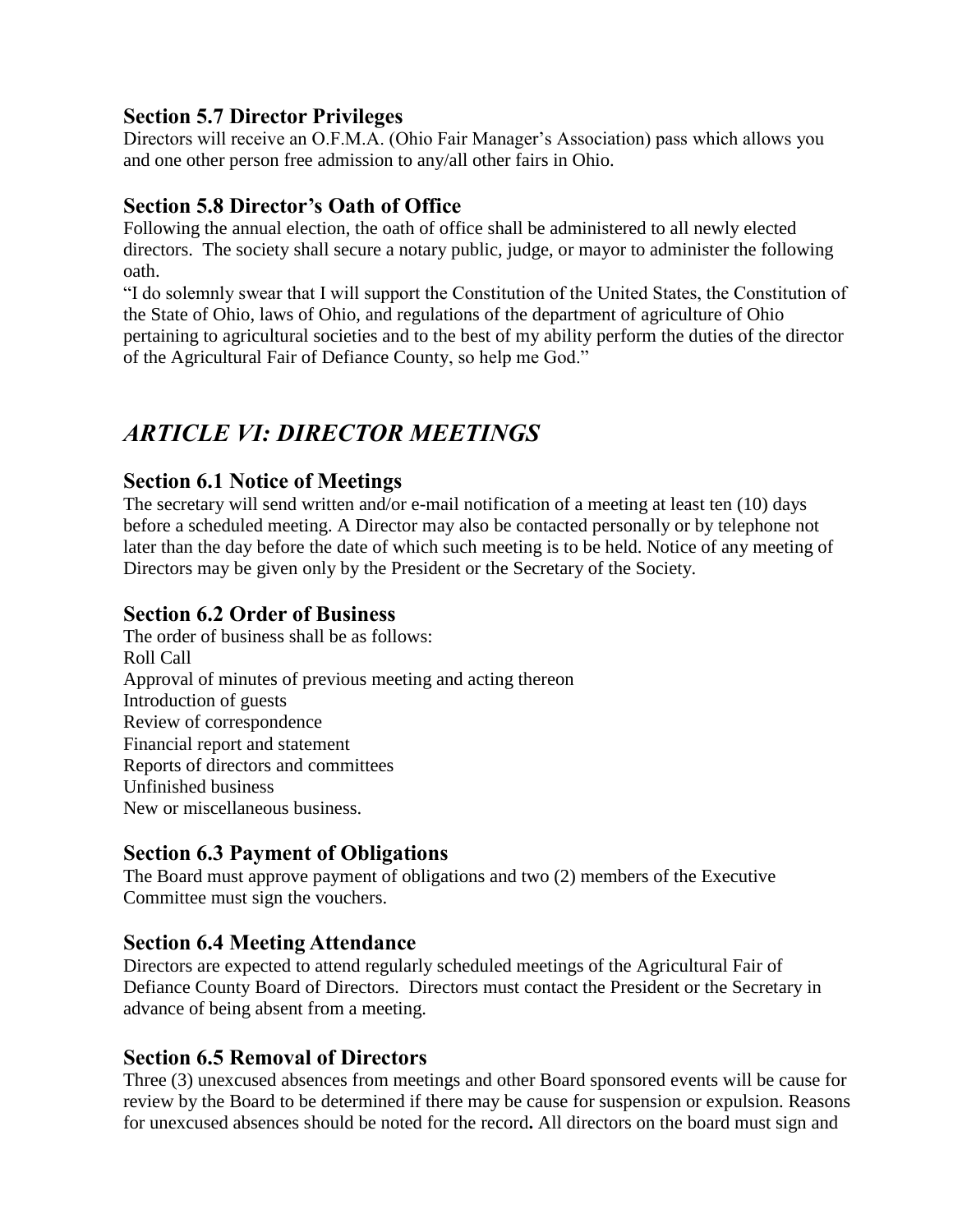### Section 5.7 Director Privileges

Directors will receive an O.F.M.A. (Ohio Fair Manager's Association) pass which allows you and one other person free admission to any/all other fairs in Ohio.

### Section 5.8 Director's Oath of Office

Following the annual election, the oath of office shall be administered to all newly elected directors. The society shall secure a notary public, judge, or mayor to administer the following oath.

"I do solemnly swear that I will support the Constitution of the United States, the Constitution of the State of Ohio, laws of Ohio, and regulations of the department of agriculture of Ohio pertaining to agricultural societies and to the best of my ability perform the duties of the director of the Agricultural Fair of Defiance County, so help me God."

## *ARTICLE VI: DIRECTOR MEETINGS*

### Section 6.1 Notice of Meetings

The secretary will send written and/or e-mail notification of a meeting at least ten (10) days before a scheduled meeting. A Director may also be contacted personally or by telephone not later than the day before the date of which such meeting is to be held. Notice of any meeting of Directors may be given only by the President or the Secretary of the Society.

### Section 6.2 Order of Business

The order of business shall be as follows:
Roll Call
Approval of minutes of previous meeting and acting thereon
Introduction of guests
Review of correspondence
Financial report and statement
Reports of directors and committees
Unfinished business
New or miscellaneous business.

### Section 6.3 Payment of Obligations

The Board must approve payment of obligations and two (2) members of the Executive Committee must sign the vouchers.

### Section 6.4 Meeting Attendance

Directors are expected to attend regularly scheduled meetings of the Agricultural Fair of Defiance County Board of Directors. Directors must contact the President or the Secretary in advance of being absent from a meeting.

### Section 6.5 Removal of Directors

Three (3) unexcused absences from meetings and other Board sponsored events will be cause for review by the Board to be determined if there may be cause for suspension or expulsion. Reasons for unexcused absences should be noted for the record**.** All directors on the board must sign and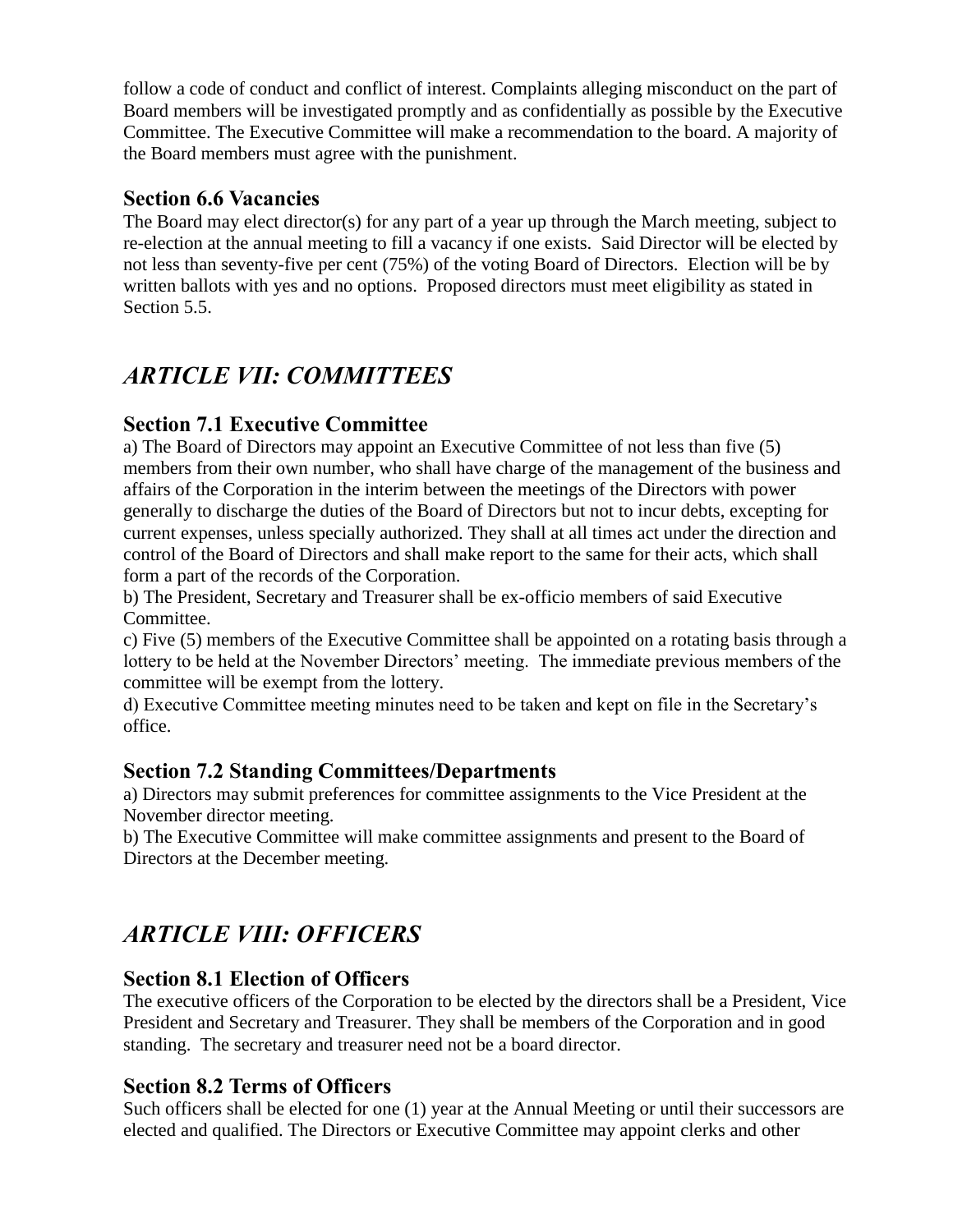follow a code of conduct and conflict of interest. Complaints alleging misconduct on the part of Board members will be investigated promptly and as confidentially as possible by the Executive Committee. The Executive Committee will make a recommendation to the board. A majority of the Board members must agree with the punishment.

### Section 6.6 Vacancies

The Board may elect director(s) for any part of a year up through the March meeting, subject to re-election at the annual meeting to fill a vacancy if one exists. Said Director will be elected by not less than seventy-five per cent (75%) of the voting Board of Directors. Election will be by written ballots with yes and no options. Proposed directors must meet eligibility as stated in Section 5.5.

## *ARTICLE VII: COMMITTEES*

### Section 7.1 Executive Committee

a) The Board of Directors may appoint an Executive Committee of not less than five (5) members from their own number, who shall have charge of the management of the business and affairs of the Corporation in the interim between the meetings of the Directors with power generally to discharge the duties of the Board of Directors but not to incur debts, excepting for current expenses, unless specially authorized. They shall at all times act under the direction and control of the Board of Directors and shall make report to the same for their acts, which shall form a part of the records of the Corporation.

b) The President, Secretary and Treasurer shall be ex-officio members of said Executive Committee.

c) Five (5) members of the Executive Committee shall be appointed on a rotating basis through a lottery to be held at the November Directors' meeting. The immediate previous members of the committee will be exempt from the lottery.

d) Executive Committee meeting minutes need to be taken and kept on file in the Secretary's office.

### Section 7.2 Standing Committees/Departments

a) Directors may submit preferences for committee assignments to the Vice President at the November director meeting.

b) The Executive Committee will make committee assignments and present to the Board of Directors at the December meeting.

## *ARTICLE VIII: OFFICERS*

### Section 8.1 Election of Officers

The executive officers of the Corporation to be elected by the directors shall be a President, Vice President and Secretary and Treasurer. They shall be members of the Corporation and in good standing. The secretary and treasurer need not be a board director.

### Section 8.2 Terms of Officers

Such officers shall be elected for one (1) year at the Annual Meeting or until their successors are elected and qualified. The Directors or Executive Committee may appoint clerks and other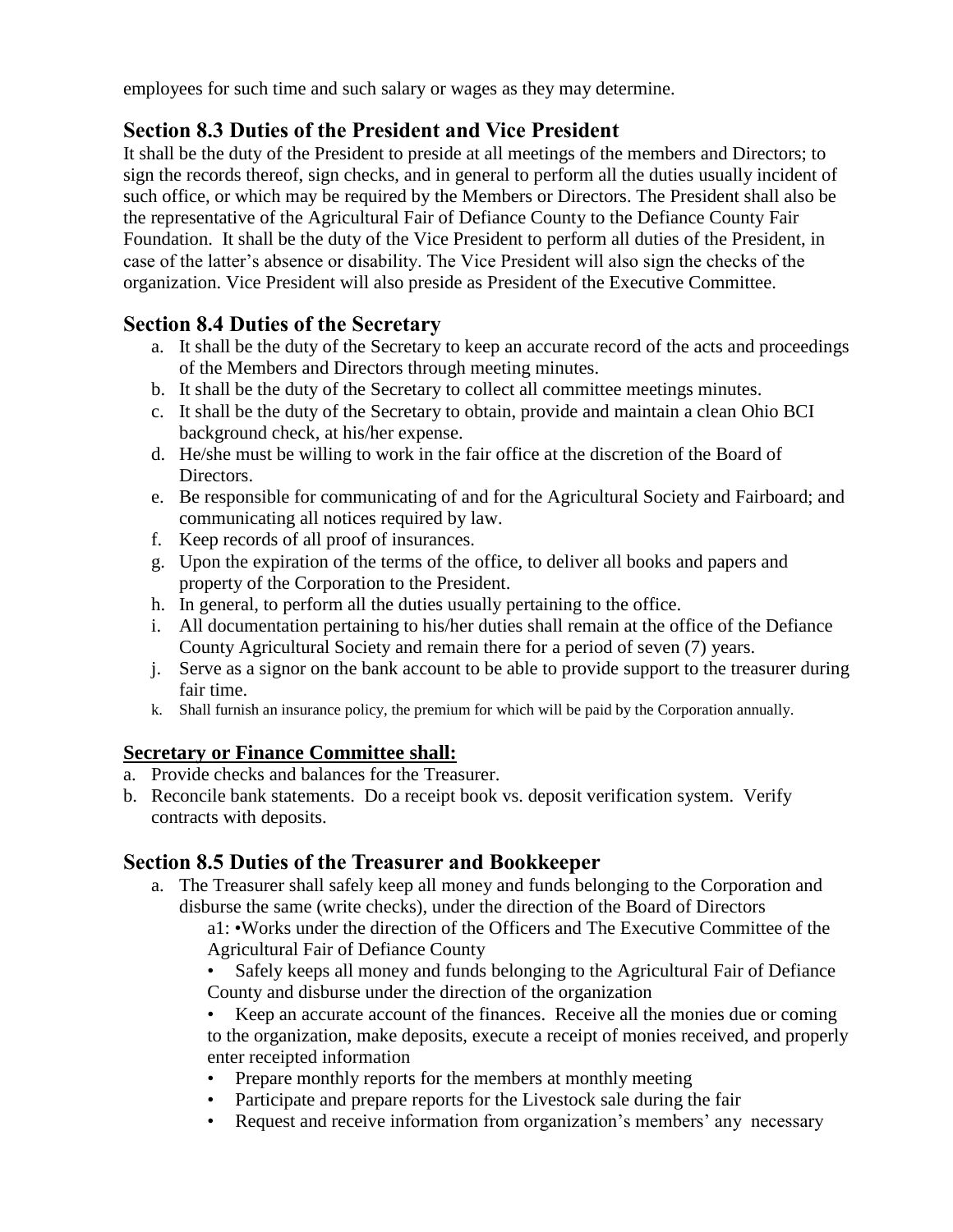employees for such time and such salary or wages as they may determine.

## Section 8.3 Duties of the President and Vice President

It shall be the duty of the President to preside at all meetings of the members and Directors; to sign the records thereof, sign checks, and in general to perform all the duties usually incident of such office, or which may be required by the Members or Directors. The President shall also be the representative of the Agricultural Fair of Defiance County to the Defiance County Fair Foundation. It shall be the duty of the Vice President to perform all duties of the President, in case of the latter's absence or disability. The Vice President will also sign the checks of the organization. Vice President will also preside as President of the Executive Committee.

## Section 8.4 Duties of the Secretary

a. It shall be the duty of the Secretary to keep an accurate record of the acts and proceedings of the Members and Directors through meeting minutes.
b. It shall be the duty of the Secretary to collect all committee meetings minutes.
c. It shall be the duty of the Secretary to obtain, provide and maintain a clean Ohio BCI background check, at his/her expense.
d. He/she must be willing to work in the fair office at the discretion of the Board of Directors.
e. Be responsible for communicating of and for the Agricultural Society and Fairboard; and communicating all notices required by law.
f. Keep records of all proof of insurances.
g. Upon the expiration of the terms of the office, to deliver all books and papers and property of the Corporation to the President.
h. In general, to perform all the duties usually pertaining to the office.
i. All documentation pertaining to his/her duties shall remain at the office of the Defiance County Agricultural Society and remain there for a period of seven (7) years.
j. Serve as a signor on the bank account to be able to provide support to the treasurer during fair time.
k. Shall furnish an insurance policy, the premium for which will be paid by the Corporation annually.

**<u>Secretary or Finance Committee shall:</u>**

a. Provide checks and balances for the Treasurer.
b. Reconcile bank statements. Do a receipt book vs. deposit verification system. Verify contracts with deposits.

## Section 8.5 Duties of the Treasurer and Bookkeeper

a. The Treasurer shall safely keep all money and funds belonging to the Corporation and disburse the same (write checks), under the direction of the Board of Directors

   a1: •Works under the direction of the Officers and The Executive Committee of the Agricultural Fair of Defiance County

   - Safely keeps all money and funds belonging to the Agricultural Fair of Defiance County and disburse under the direction of the organization
   - Keep an accurate account of the finances. Receive all the monies due or coming to the organization, make deposits, execute a receipt of monies received, and properly enter receipted information
   - Prepare monthly reports for the members at monthly meeting
   - Participate and prepare reports for the Livestock sale during the fair
   - Request and receive information from organization's members' any necessary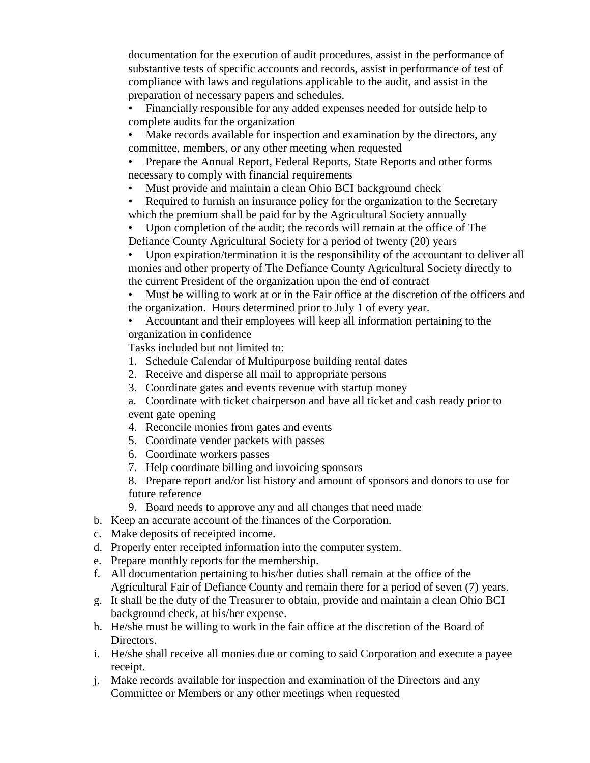documentation for the execution of audit procedures, assist in the performance of substantive tests of specific accounts and records, assist in performance of test of compliance with laws and regulations applicable to the audit, and assist in the preparation of necessary papers and schedules.

- Financially responsible for any added expenses needed for outside help to complete audits for the organization
- Make records available for inspection and examination by the directors, any committee, members, or any other meeting when requested
- Prepare the Annual Report, Federal Reports, State Reports and other forms necessary to comply with financial requirements
- Must provide and maintain a clean Ohio BCI background check
- Required to furnish an insurance policy for the organization to the Secretary which the premium shall be paid for by the Agricultural Society annually
- Upon completion of the audit; the records will remain at the office of The Defiance County Agricultural Society for a period of twenty (20) years
- Upon expiration/termination it is the responsibility of the accountant to deliver all monies and other property of The Defiance County Agricultural Society directly to the current President of the organization upon the end of contract
- Must be willing to work at or in the Fair office at the discretion of the officers and the organization. Hours determined prior to July 1 of every year.
- Accountant and their employees will keep all information pertaining to the organization in confidence

Tasks included but not limited to:

1. Schedule Calendar of Multipurpose building rental dates
2. Receive and disperse all mail to appropriate persons
3. Coordinate gates and events revenue with startup money

   a. Coordinate with ticket chairperson and have all ticket and cash ready prior to event gate opening

4. Reconcile monies from gates and events
5. Coordinate vender packets with passes
6. Coordinate workers passes
7. Help coordinate billing and invoicing sponsors
8. Prepare report and/or list history and amount of sponsors and donors to use for future reference
9. Board needs to approve any and all changes that need made

b. Keep an accurate account of the finances of the Corporation.
c. Make deposits of receipted income.
d. Properly enter receipted information into the computer system.
e. Prepare monthly reports for the membership.
f. All documentation pertaining to his/her duties shall remain at the office of the Agricultural Fair of Defiance County and remain there for a period of seven (7) years.
g. It shall be the duty of the Treasurer to obtain, provide and maintain a clean Ohio BCI background check, at his/her expense.
h. He/she must be willing to work in the fair office at the discretion of the Board of Directors.
i. He/she shall receive all monies due or coming to said Corporation and execute a payee receipt.
j. Make records available for inspection and examination of the Directors and any Committee or Members or any other meetings when requested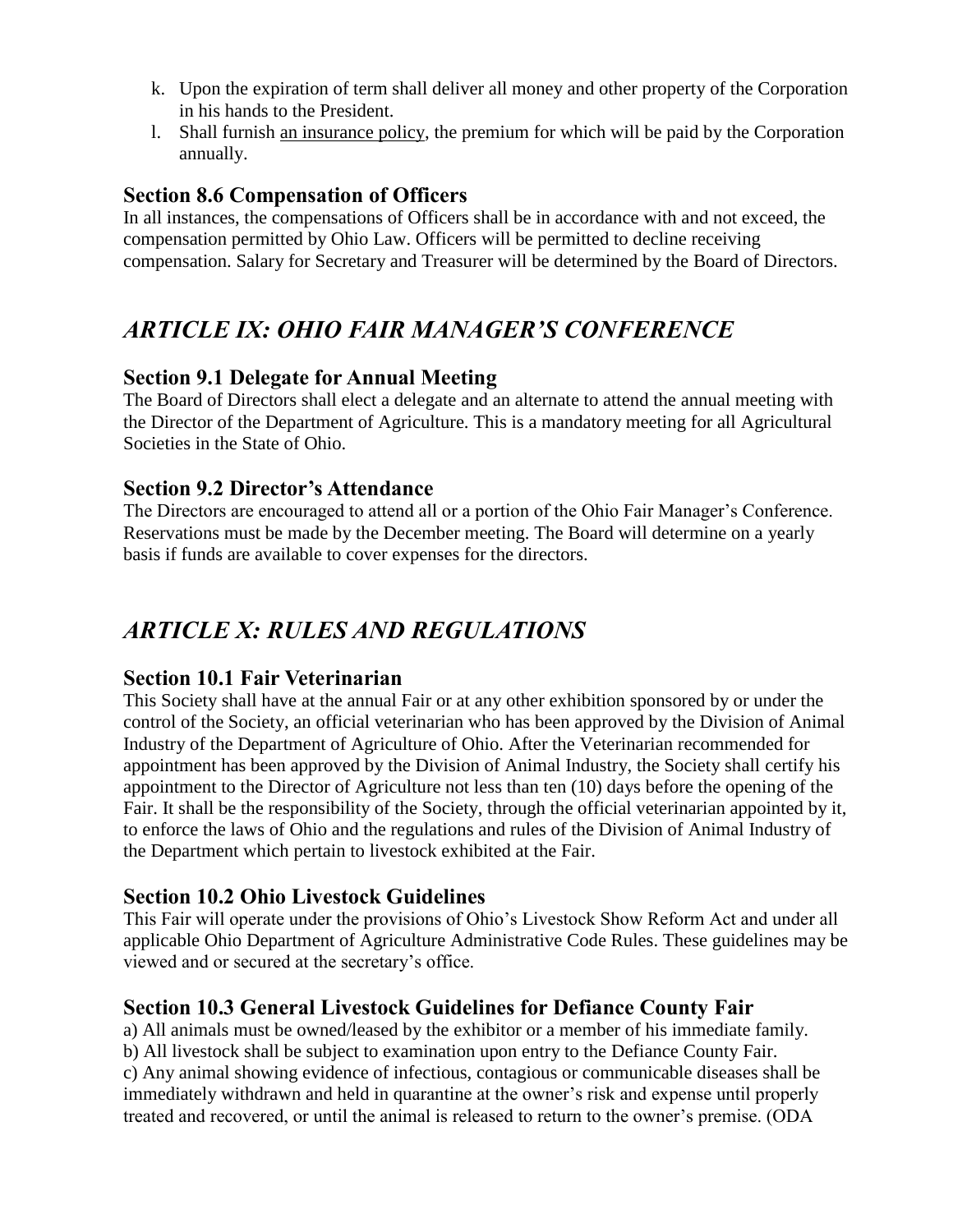k. Upon the expiration of term shall deliver all money and other property of the Corporation in his hands to the President.
l. Shall furnish an insurance policy, the premium for which will be paid by the Corporation annually.

### Section 8.6 Compensation of Officers

In all instances, the compensations of Officers shall be in accordance with and not exceed, the compensation permitted by Ohio Law. Officers will be permitted to decline receiving compensation. Salary for Secretary and Treasurer will be determined by the Board of Directors.

## *ARTICLE IX: OHIO FAIR MANAGER'S CONFERENCE*

### Section 9.1 Delegate for Annual Meeting

The Board of Directors shall elect a delegate and an alternate to attend the annual meeting with the Director of the Department of Agriculture. This is a mandatory meeting for all Agricultural Societies in the State of Ohio.

### Section 9.2 Director's Attendance

The Directors are encouraged to attend all or a portion of the Ohio Fair Manager's Conference. Reservations must be made by the December meeting. The Board will determine on a yearly basis if funds are available to cover expenses for the directors.

## *ARTICLE X: RULES AND REGULATIONS*

### Section 10.1 Fair Veterinarian

This Society shall have at the annual Fair or at any other exhibition sponsored by or under the control of the Society, an official veterinarian who has been approved by the Division of Animal Industry of the Department of Agriculture of Ohio. After the Veterinarian recommended for appointment has been approved by the Division of Animal Industry, the Society shall certify his appointment to the Director of Agriculture not less than ten (10) days before the opening of the Fair. It shall be the responsibility of the Society, through the official veterinarian appointed by it, to enforce the laws of Ohio and the regulations and rules of the Division of Animal Industry of the Department which pertain to livestock exhibited at the Fair.

### Section 10.2 Ohio Livestock Guidelines

This Fair will operate under the provisions of Ohio's Livestock Show Reform Act and under all applicable Ohio Department of Agriculture Administrative Code Rules. These guidelines may be viewed and or secured at the secretary's office.

### Section 10.3 General Livestock Guidelines for Defiance County Fair

a) All animals must be owned/leased by the exhibitor or a member of his immediate family.
b) All livestock shall be subject to examination upon entry to the Defiance County Fair.
c) Any animal showing evidence of infectious, contagious or communicable diseases shall be immediately withdrawn and held in quarantine at the owner's risk and expense until properly treated and recovered, or until the animal is released to return to the owner's premise. (ODA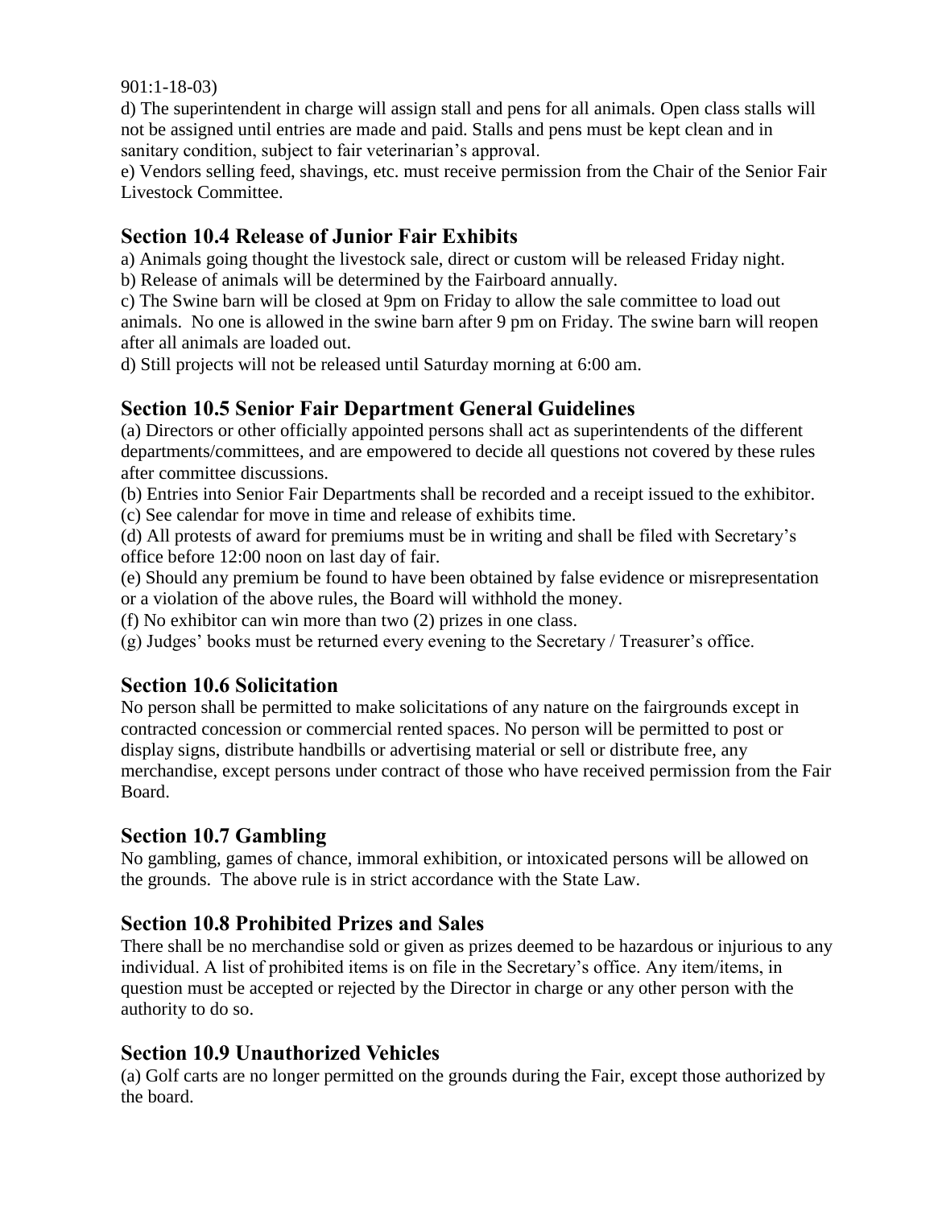901:1-18-03)

d) The superintendent in charge will assign stall and pens for all animals. Open class stalls will not be assigned until entries are made and paid. Stalls and pens must be kept clean and in sanitary condition, subject to fair veterinarian's approval.

e) Vendors selling feed, shavings, etc. must receive permission from the Chair of the Senior Fair Livestock Committee.

## Section 10.4 Release of Junior Fair Exhibits

a) Animals going thought the livestock sale, direct or custom will be released Friday night.

b) Release of animals will be determined by the Fairboard annually.

c) The Swine barn will be closed at 9pm on Friday to allow the sale committee to load out animals. No one is allowed in the swine barn after 9 pm on Friday. The swine barn will reopen after all animals are loaded out.

d) Still projects will not be released until Saturday morning at 6:00 am.

## Section 10.5 Senior Fair Department General Guidelines

(a) Directors or other officially appointed persons shall act as superintendents of the different departments/committees, and are empowered to decide all questions not covered by these rules after committee discussions.

(b) Entries into Senior Fair Departments shall be recorded and a receipt issued to the exhibitor.

(c) See calendar for move in time and release of exhibits time.

(d) All protests of award for premiums must be in writing and shall be filed with Secretary's office before 12:00 noon on last day of fair.

(e) Should any premium be found to have been obtained by false evidence or misrepresentation or a violation of the above rules, the Board will withhold the money.

(f) No exhibitor can win more than two (2) prizes in one class.

(g) Judges' books must be returned every evening to the Secretary / Treasurer's office.

## Section 10.6 Solicitation

No person shall be permitted to make solicitations of any nature on the fairgrounds except in contracted concession or commercial rented spaces. No person will be permitted to post or display signs, distribute handbills or advertising material or sell or distribute free, any merchandise, except persons under contract of those who have received permission from the Fair Board.

## Section 10.7 Gambling

No gambling, games of chance, immoral exhibition, or intoxicated persons will be allowed on the grounds. The above rule is in strict accordance with the State Law.

## Section 10.8 Prohibited Prizes and Sales

There shall be no merchandise sold or given as prizes deemed to be hazardous or injurious to any individual. A list of prohibited items is on file in the Secretary's office. Any item/items, in question must be accepted or rejected by the Director in charge or any other person with the authority to do so.

## Section 10.9 Unauthorized Vehicles

(a) Golf carts are no longer permitted on the grounds during the Fair, except those authorized by the board.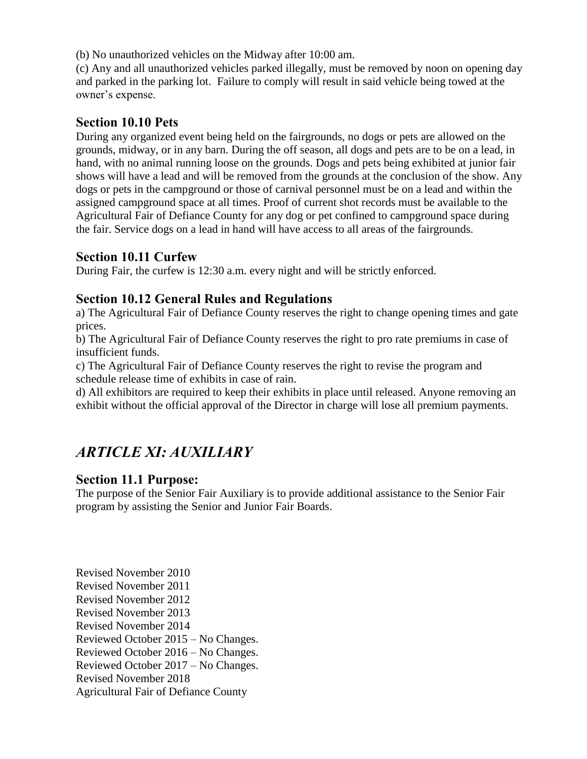(b) No unauthorized vehicles on the Midway after 10:00 am.

(c) Any and all unauthorized vehicles parked illegally, must be removed by noon on opening day and parked in the parking lot. Failure to comply will result in said vehicle being towed at the owner's expense.

### Section 10.10 Pets

During any organized event being held on the fairgrounds, no dogs or pets are allowed on the grounds, midway, or in any barn. During the off season, all dogs and pets are to be on a lead, in hand, with no animal running loose on the grounds. Dogs and pets being exhibited at junior fair shows will have a lead and will be removed from the grounds at the conclusion of the show. Any dogs or pets in the campground or those of carnival personnel must be on a lead and within the assigned campground space at all times. Proof of current shot records must be available to the Agricultural Fair of Defiance County for any dog or pet confined to campground space during the fair. Service dogs on a lead in hand will have access to all areas of the fairgrounds.

### Section 10.11 Curfew

During Fair, the curfew is 12:30 a.m. every night and will be strictly enforced.

### Section 10.12 General Rules and Regulations

a) The Agricultural Fair of Defiance County reserves the right to change opening times and gate prices.

b) The Agricultural Fair of Defiance County reserves the right to pro rate premiums in case of insufficient funds.

c) The Agricultural Fair of Defiance County reserves the right to revise the program and schedule release time of exhibits in case of rain.

d) All exhibitors are required to keep their exhibits in place until released. Anyone removing an exhibit without the official approval of the Director in charge will lose all premium payments.

## *ARTICLE XI: AUXILIARY*

### Section 11.1 Purpose:

The purpose of the Senior Fair Auxiliary is to provide additional assistance to the Senior Fair program by assisting the Senior and Junior Fair Boards.

Revised November 2010
Revised November 2011
Revised November 2012
Revised November 2013
Revised November 2014
Reviewed October 2015 – No Changes.
Reviewed October 2016 – No Changes.
Reviewed October 2017 – No Changes.
Revised November 2018
Agricultural Fair of Defiance County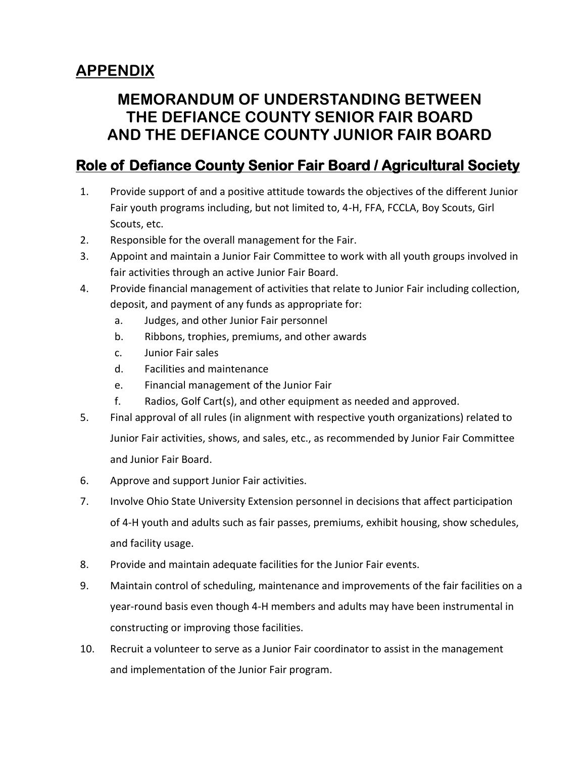# APPENDIX

## MEMORANDUM OF UNDERSTANDING BETWEEN THE DEFIANCE COUNTY SENIOR FAIR BOARD AND THE DEFIANCE COUNTY JUNIOR FAIR BOARD

### Role of Defiance County Senior Fair Board / Agricultural Society

1. Provide support of and a positive attitude towards the objectives of the different Junior Fair youth programs including, but not limited to, 4-H, FFA, FCCLA, Boy Scouts, Girl Scouts, etc.
2. Responsible for the overall management for the Fair.
3. Appoint and maintain a Junior Fair Committee to work with all youth groups involved in fair activities through an active Junior Fair Board.
4. Provide financial management of activities that relate to Junior Fair including collection, deposit, and payment of any funds as appropriate for:
   a. Judges, and other Junior Fair personnel
   b. Ribbons, trophies, premiums, and other awards
   c. Junior Fair sales
   d. Facilities and maintenance
   e. Financial management of the Junior Fair
   f. Radios, Golf Cart(s), and other equipment as needed and approved.
5. Final approval of all rules (in alignment with respective youth organizations) related to Junior Fair activities, shows, and sales, etc., as recommended by Junior Fair Committee and Junior Fair Board.
6. Approve and support Junior Fair activities.
7. Involve Ohio State University Extension personnel in decisions that affect participation of 4-H youth and adults such as fair passes, premiums, exhibit housing, show schedules, and facility usage.
8. Provide and maintain adequate facilities for the Junior Fair events.
9. Maintain control of scheduling, maintenance and improvements of the fair facilities on a year-round basis even though 4-H members and adults may have been instrumental in constructing or improving those facilities.
10. Recruit a volunteer to serve as a Junior Fair coordinator to assist in the management and implementation of the Junior Fair program.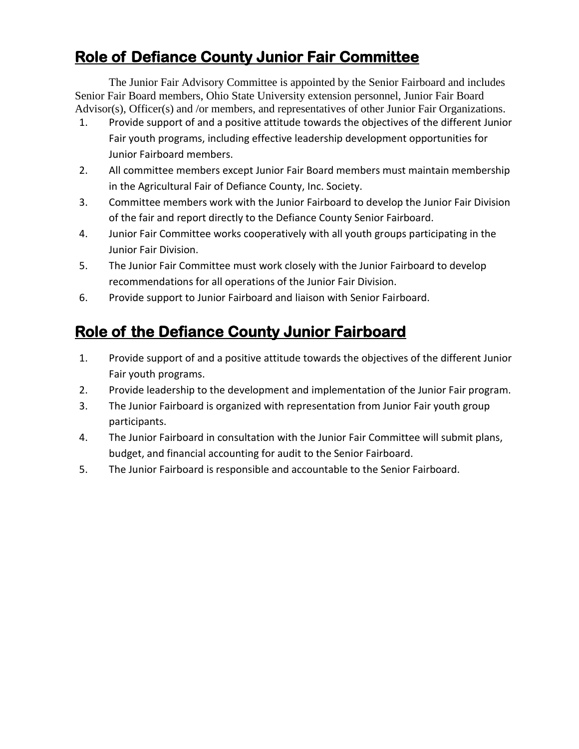## Role of Defiance County Junior Fair Committee

The Junior Fair Advisory Committee is appointed by the Senior Fairboard and includes Senior Fair Board members, Ohio State University extension personnel, Junior Fair Board Advisor(s), Officer(s) and /or members, and representatives of other Junior Fair Organizations.

1. Provide support of and a positive attitude towards the objectives of the different Junior Fair youth programs, including effective leadership development opportunities for Junior Fairboard members.
2. All committee members except Junior Fair Board members must maintain membership in the Agricultural Fair of Defiance County, Inc. Society.
3. Committee members work with the Junior Fairboard to develop the Junior Fair Division of the fair and report directly to the Defiance County Senior Fairboard.
4. Junior Fair Committee works cooperatively with all youth groups participating in the Junior Fair Division.
5. The Junior Fair Committee must work closely with the Junior Fairboard to develop recommendations for all operations of the Junior Fair Division.
6. Provide support to Junior Fairboard and liaison with Senior Fairboard.

## Role of the Defiance County Junior Fairboard

1. Provide support of and a positive attitude towards the objectives of the different Junior Fair youth programs.
2. Provide leadership to the development and implementation of the Junior Fair program.
3. The Junior Fairboard is organized with representation from Junior Fair youth group participants.
4. The Junior Fairboard in consultation with the Junior Fair Committee will submit plans, budget, and financial accounting for audit to the Senior Fairboard.
5. The Junior Fairboard is responsible and accountable to the Senior Fairboard.